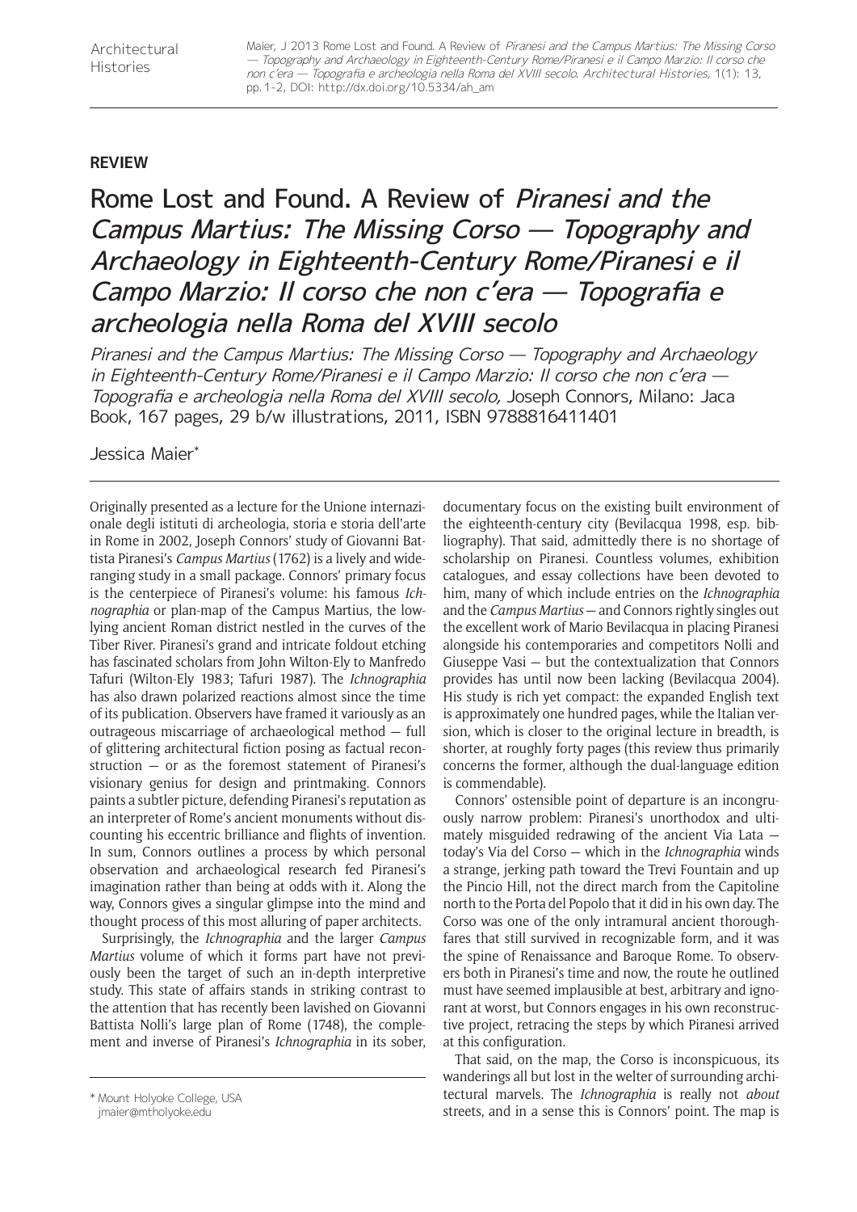**REVIEW**

# Rome Lost and Found. A Review of *Piranesi and the Campus Martius: The Missing Corso — Topography and Archaeology in Eighteenth-Century Rome/Piranesi e il Campo Marzio: Il corso che non c'era — Topografia e archeologia nella Roma del XVIII secolo*

*Piranesi and the Campus Martius: The Missing Corso — Topography and Archaeology in Eighteenth-Century Rome/Piranesi e il Campo Marzio: Il corso che non c'era — Topografia e archeologia nella Roma del XVIII secolo,* Joseph Connors, Milano: Jaca Book, 167 pages, 29 b/w illustrations, 2011, ISBN 9788816411401

Jessica Maier*

Originally presented as a lecture for the Unione internazionale degli istituti di archeologia, storia e storia dell'arte in Rome in 2002, Joseph Connors' study of Giovanni Battista Piranesi's *Campus Martius* (1762) is a lively and wide-ranging study in a small package. Connors' primary focus is the centerpiece of Piranesi's volume: his famous *Ichnographia* or plan-map of the Campus Martius, the low-lying ancient Roman district nestled in the curves of the Tiber River. Piranesi's grand and intricate foldout etching has fascinated scholars from John Wilton-Ely to Manfredo Tafuri (Wilton-Ely 1983; Tafuri 1987). The *Ichnographia* has also drawn polarized reactions almost since the time of its publication. Observers have framed it variously as an outrageous miscarriage of archaeological method — full of glittering architectural fiction posing as factual reconstruction — or as the foremost statement of Piranesi's visionary genius for design and printmaking. Connors paints a subtler picture, defending Piranesi's reputation as an interpreter of Rome's ancient monuments without discounting his eccentric brilliance and flights of invention. In sum, Connors outlines a process by which personal observation and archaeological research fed Piranesi's imagination rather than being at odds with it. Along the way, Connors gives a singular glimpse into the mind and thought process of this most alluring of paper architects.

Surprisingly, the *Ichnographia* and the larger *Campus Martius* volume of which it forms part have not previously been the target of such an in-depth interpretive study. This state of affairs stands in striking contrast to the attention that has recently been lavished on Giovanni Battista Nolli's large plan of Rome (1748), the complement and inverse of Piranesi's *Ichnographia* in its sober, documentary focus on the existing built environment of the eighteenth-century city (Bevilacqua 1998, esp. bibliography). That said, admittedly there is no shortage of scholarship on Piranesi. Countless volumes, exhibition catalogues, and essay collections have been devoted to him, many of which include entries on the *Ichnographia* and the *Campus Martius* — and Connors rightly singles out the excellent work of Mario Bevilacqua in placing Piranesi alongside his contemporaries and competitors Nolli and Giuseppe Vasi — but the contextualization that Connors provides has until now been lacking (Bevilacqua 2004). His study is rich yet compact: the expanded English text is approximately one hundred pages, while the Italian version, which is closer to the original lecture in breadth, is shorter, at roughly forty pages (this review thus primarily concerns the former, although the dual-language edition is commendable).

Connors' ostensible point of departure is an incongruously narrow problem: Piranesi's unorthodox and ultimately misguided redrawing of the ancient Via Lata — today's Via del Corso — which in the *Ichnographia* winds a strange, jerking path toward the Trevi Fountain and up the Pincio Hill, not the direct march from the Capitoline north to the Porta del Popolo that it did in his own day. The Corso was one of the only intramural ancient thoroughfares that still survived in recognizable form, and it was the spine of Renaissance and Baroque Rome. To observers both in Piranesi's time and now, the route he outlined must have seemed implausible at best, arbitrary and ignorant at worst, but Connors engages in his own reconstructive project, retracing the steps by which Piranesi arrived at this configuration.

That said, on the map, the Corso is inconspicuous, its wanderings all but lost in the welter of surrounding architectural marvels. The *Ichnographia* is really not *about* streets, and in a sense this is Connors' point. The map is

\* Mount Holyoke College, USA
jmaier@mtholyoke.edu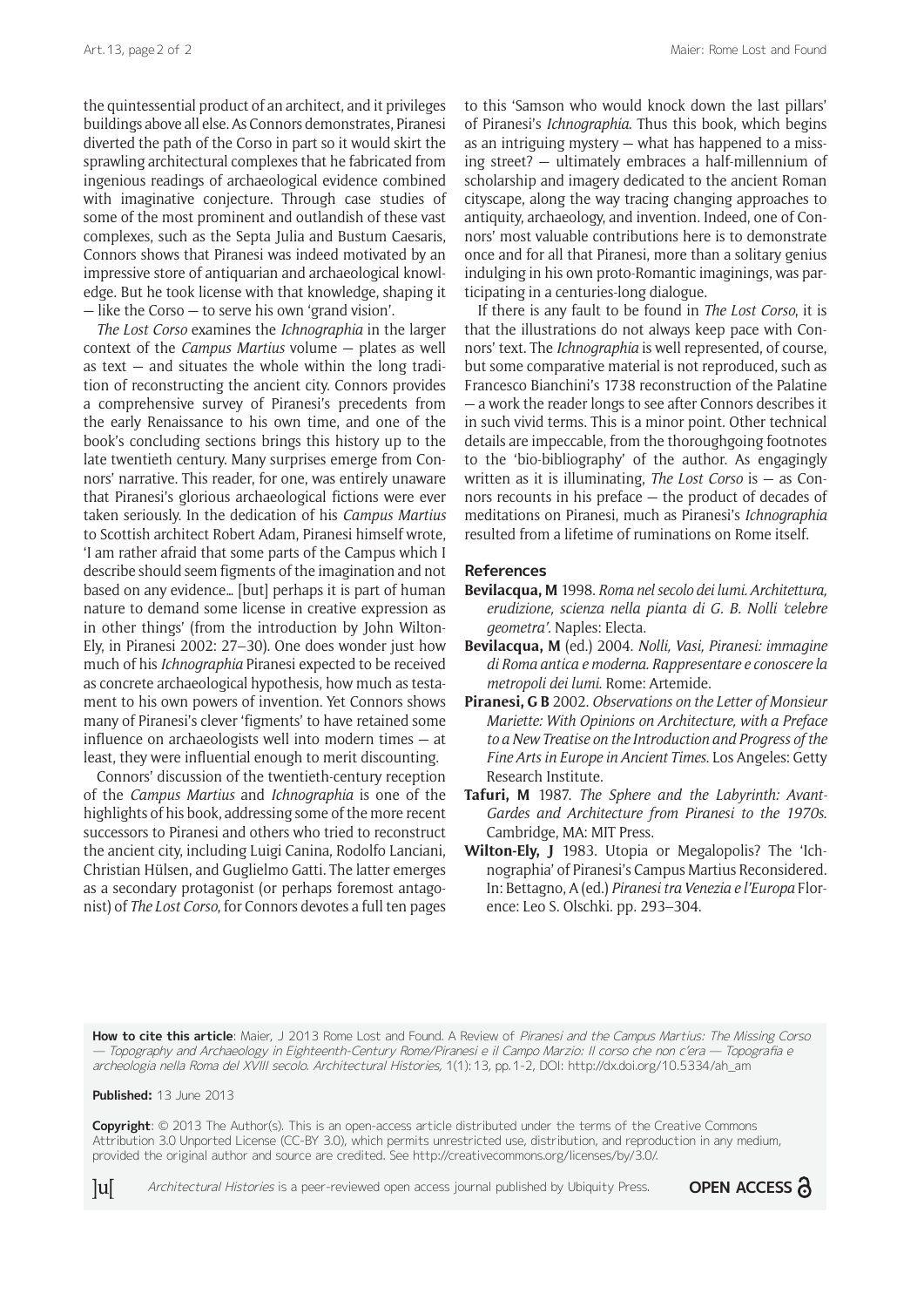the quintessential product of an architect, and it privileges buildings above all else. As Connors demonstrates, Piranesi diverted the path of the Corso in part so it would skirt the sprawling architectural complexes that he fabricated from ingenious readings of archaeological evidence combined with imaginative conjecture. Through case studies of some of the most prominent and outlandish of these vast complexes, such as the Septa Julia and Bustum Caesaris, Connors shows that Piranesi was indeed motivated by an impressive store of antiquarian and archaeological knowledge. But he took license with that knowledge, shaping it — like the Corso — to serve his own 'grand vision'.

*The Lost Corso* examines the *Ichnographia* in the larger context of the *Campus Martius* volume — plates as well as text — and situates the whole within the long tradition of reconstructing the ancient city. Connors provides a comprehensive survey of Piranesi's precedents from the early Renaissance to his own time, and one of the book's concluding sections brings this history up to the late twentieth century. Many surprises emerge from Connors' narrative. This reader, for one, was entirely unaware that Piranesi's glorious archaeological fictions were ever taken seriously. In the dedication of his *Campus Martius* to Scottish architect Robert Adam, Piranesi himself wrote, 'I am rather afraid that some parts of the Campus which I describe should seem figments of the imagination and not based on any evidence… [but] perhaps it is part of human nature to demand some license in creative expression as in other things' (from the introduction by John Wilton-Ely, in Piranesi 2002: 27–30). One does wonder just how much of his *Ichnographia* Piranesi expected to be received as concrete archaeological hypothesis, how much as testament to his own powers of invention. Yet Connors shows many of Piranesi's clever 'figments' to have retained some influence on archaeologists well into modern times — at least, they were influential enough to merit discounting.

Connors' discussion of the twentieth-century reception of the *Campus Martius* and *Ichnographia* is one of the highlights of his book, addressing some of the more recent successors to Piranesi and others who tried to reconstruct the ancient city, including Luigi Canina, Rodolfo Lanciani, Christian Hülsen, and Guglielmo Gatti. The latter emerges as a secondary protagonist (or perhaps foremost antagonist) of *The Lost Corso*, for Connors devotes a full ten pages to this 'Samson who would knock down the last pillars' of Piranesi's *Ichnographia*. Thus this book, which begins as an intriguing mystery — what has happened to a missing street? — ultimately embraces a half-millennium of scholarship and imagery dedicated to the ancient Roman cityscape, along the way tracing changing approaches to antiquity, archaeology, and invention. Indeed, one of Connors' most valuable contributions here is to demonstrate once and for all that Piranesi, more than a solitary genius indulging in his own proto-Romantic imaginings, was participating in a centuries-long dialogue.

If there is any fault to be found in *The Lost Corso*, it is that the illustrations do not always keep pace with Connors' text. The *Ichnographia* is well represented, of course, but some comparative material is not reproduced, such as Francesco Bianchini's 1738 reconstruction of the Palatine — a work the reader longs to see after Connors describes it in such vivid terms. This is a minor point. Other technical details are impeccable, from the thoroughgoing footnotes to the 'bio-bibliography' of the author. As engagingly written as it is illuminating, *The Lost Corso* is — as Connors recounts in his preface — the product of decades of meditations on Piranesi, much as Piranesi's *Ichnographia* resulted from a lifetime of ruminations on Rome itself.

## References

**Bevilacqua, M** 1998. *Roma nel secolo dei lumi. Architettura, erudizione, scienza nella pianta di G. B. Nolli 'celebre geometra'*. Naples: Electa.

**Bevilacqua, M** (ed.) 2004. *Nolli, Vasi, Piranesi: immagine di Roma antica e moderna. Rappresentare e conoscere la metropoli dei lumi.* Rome: Artemide.

**Piranesi, G B** 2002. *Observations on the Letter of Monsieur Mariette: With Opinions on Architecture, with a Preface to a New Treatise on the Introduction and Progress of the Fine Arts in Europe in Ancient Times.* Los Angeles: Getty Research Institute.

**Tafuri, M** 1987. *The Sphere and the Labyrinth: Avant-Gardes and Architecture from Piranesi to the 1970s.* Cambridge, MA: MIT Press.

**Wilton-Ely, J** 1983. Utopia or Megalopolis? The 'Ichnographia' of Piranesi's Campus Martius Reconsidered. In: Bettagno, A (ed.) *Piranesi tra Venezia e l'Europa* Florence: Leo S. Olschki. pp. 293–304.

**How to cite this article**: Maier, J 2013 Rome Lost and Found. A Review of *Piranesi and the Campus Martius: The Missing Corso — Topography and Archaeology in Eighteenth-Century Rome/Piranesi e il Campo Marzio: Il corso che non c'era — Topografia e archeologia nella Roma del XVIII secolo. Architectural Histories,* 1(1):13, pp.1-2, DOI: http://dx.doi.org/10.5334/ah_am

**Published:** 13 June 2013

**Copyright**: © 2013 The Author(s). This is an open-access article distributed under the terms of the Creative Commons Attribution 3.0 Unported License (CC-BY 3.0), which permits unrestricted use, distribution, and reproduction in any medium, provided the original author and source are credited. See http://creativecommons.org/licenses/by/3.0/.

*Architectural Histories* is a peer-reviewed open access journal published by Ubiquity Press. **OPEN ACCESS**